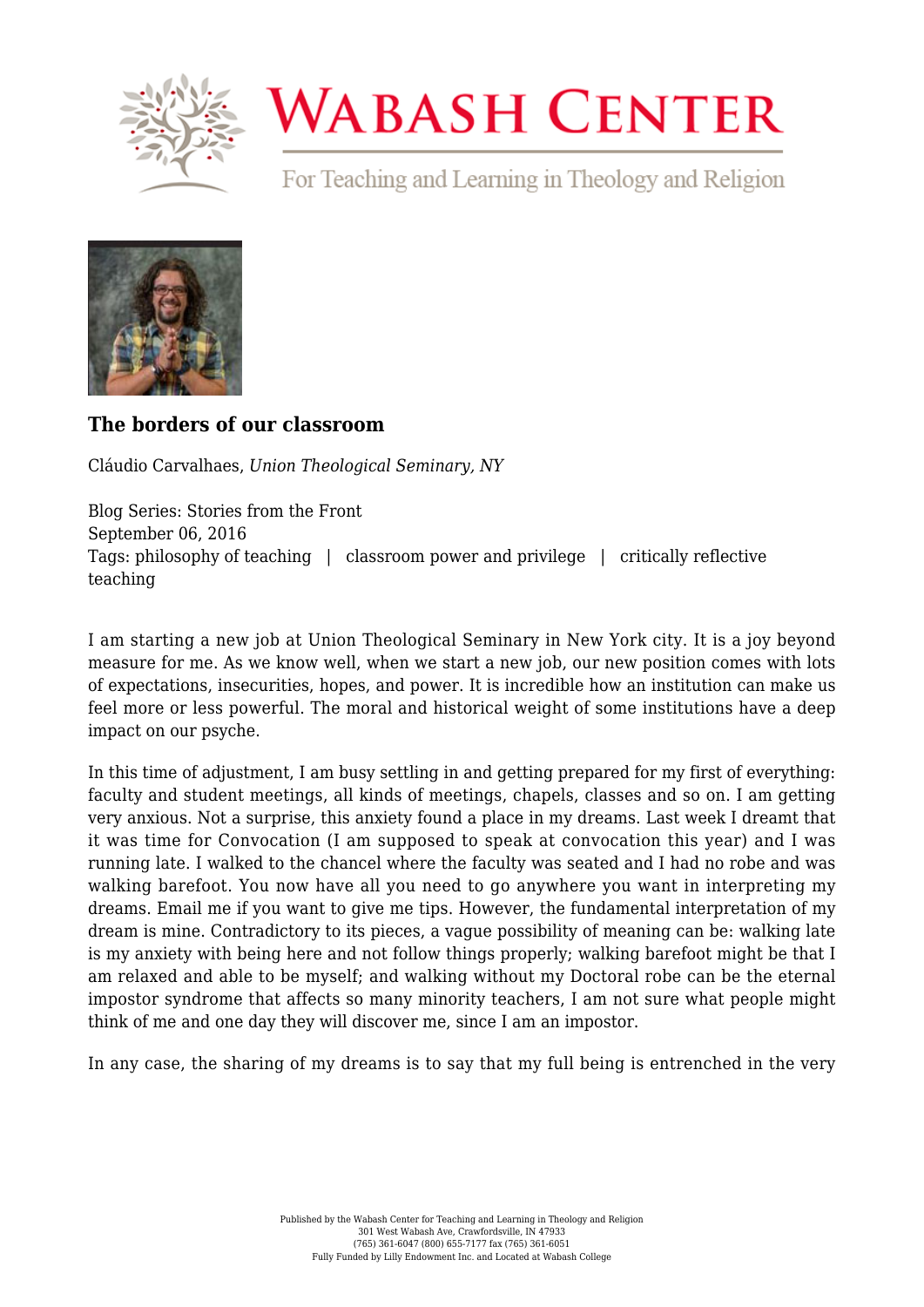# Wabash Center

For Teaching and Learning in Theology and Religion

### The borders of our classroom

Cláudio Carvalhaes, *Union Theological Seminary, NY*

Blog Series: Stories from the Front
September 06, 2016
Tags: philosophy of teaching | classroom power and privilege | critically reflective teaching

I am starting a new job at Union Theological Seminary in New York city. It is a joy beyond measure for me. As we know well, when we start a new job, our new position comes with lots of expectations, insecurities, hopes, and power. It is incredible how an institution can make us feel more or less powerful. The moral and historical weight of some institutions have a deep impact on our psyche.

In this time of adjustment, I am busy settling in and getting prepared for my first of everything: faculty and student meetings, all kinds of meetings, chapels, classes and so on. I am getting very anxious. Not a surprise, this anxiety found a place in my dreams. Last week I dreamt that it was time for Convocation (I am supposed to speak at convocation this year) and I was running late. I walked to the chancel where the faculty was seated and I had no robe and was walking barefoot. You now have all you need to go anywhere you want in interpreting my dreams. Email me if you want to give me tips. However, the fundamental interpretation of my dream is mine. Contradictory to its pieces, a vague possibility of meaning can be: walking late is my anxiety with being here and not follow things properly; walking barefoot might be that I am relaxed and able to be myself; and walking without my Doctoral robe can be the eternal impostor syndrome that affects so many minority teachers, I am not sure what people might think of me and one day they will discover me, since I am an impostor.

In any case, the sharing of my dreams is to say that my full being is entrenched in the very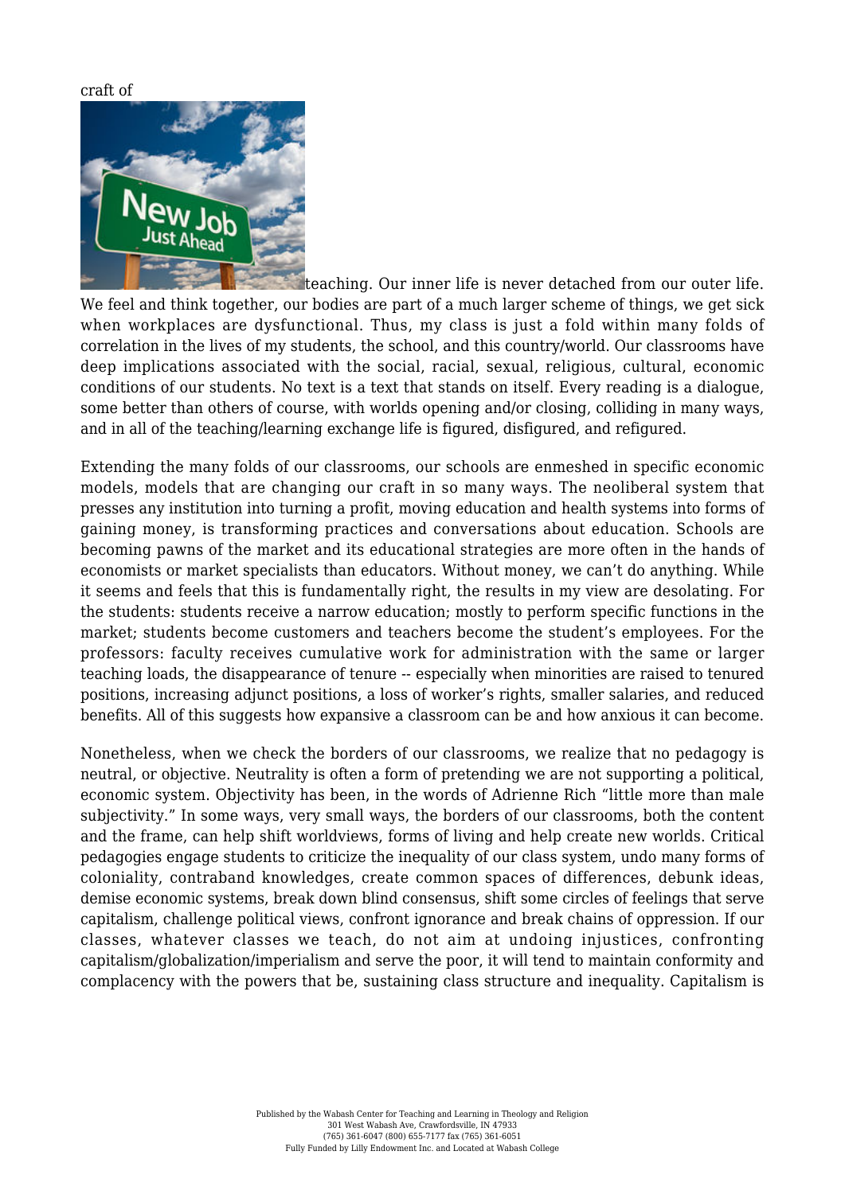craft of teaching. Our inner life is never detached from our outer life. We feel and think together, our bodies are part of a much larger scheme of things, we get sick when workplaces are dysfunctional. Thus, my class is just a fold within many folds of correlation in the lives of my students, the school, and this country/world. Our classrooms have deep implications associated with the social, racial, sexual, religious, cultural, economic conditions of our students. No text is a text that stands on itself. Every reading is a dialogue, some better than others of course, with worlds opening and/or closing, colliding in many ways, and in all of the teaching/learning exchange life is figured, disfigured, and refigured.

Extending the many folds of our classrooms, our schools are enmeshed in specific economic models, models that are changing our craft in so many ways. The neoliberal system that presses any institution into turning a profit, moving education and health systems into forms of gaining money, is transforming practices and conversations about education. Schools are becoming pawns of the market and its educational strategies are more often in the hands of economists or market specialists than educators. Without money, we can't do anything. While it seems and feels that this is fundamentally right, the results in my view are desolating. For the students: students receive a narrow education; mostly to perform specific functions in the market; students become customers and teachers become the student's employees. For the professors: faculty receives cumulative work for administration with the same or larger teaching loads, the disappearance of tenure -- especially when minorities are raised to tenured positions, increasing adjunct positions, a loss of worker's rights, smaller salaries, and reduced benefits. All of this suggests how expansive a classroom can be and how anxious it can become.

Nonetheless, when we check the borders of our classrooms, we realize that no pedagogy is neutral, or objective. Neutrality is often a form of pretending we are not supporting a political, economic system. Objectivity has been, in the words of Adrienne Rich "little more than male subjectivity." In some ways, very small ways, the borders of our classrooms, both the content and the frame, can help shift worldviews, forms of living and help create new worlds. Critical pedagogies engage students to criticize the inequality of our class system, undo many forms of coloniality, contraband knowledges, create common spaces of differences, debunk ideas, demise economic systems, break down blind consensus, shift some circles of feelings that serve capitalism, challenge political views, confront ignorance and break chains of oppression. If our classes, whatever classes we teach, do not aim at undoing injustices, confronting capitalism/globalization/imperialism and serve the poor, it will tend to maintain conformity and complacency with the powers that be, sustaining class structure and inequality. Capitalism is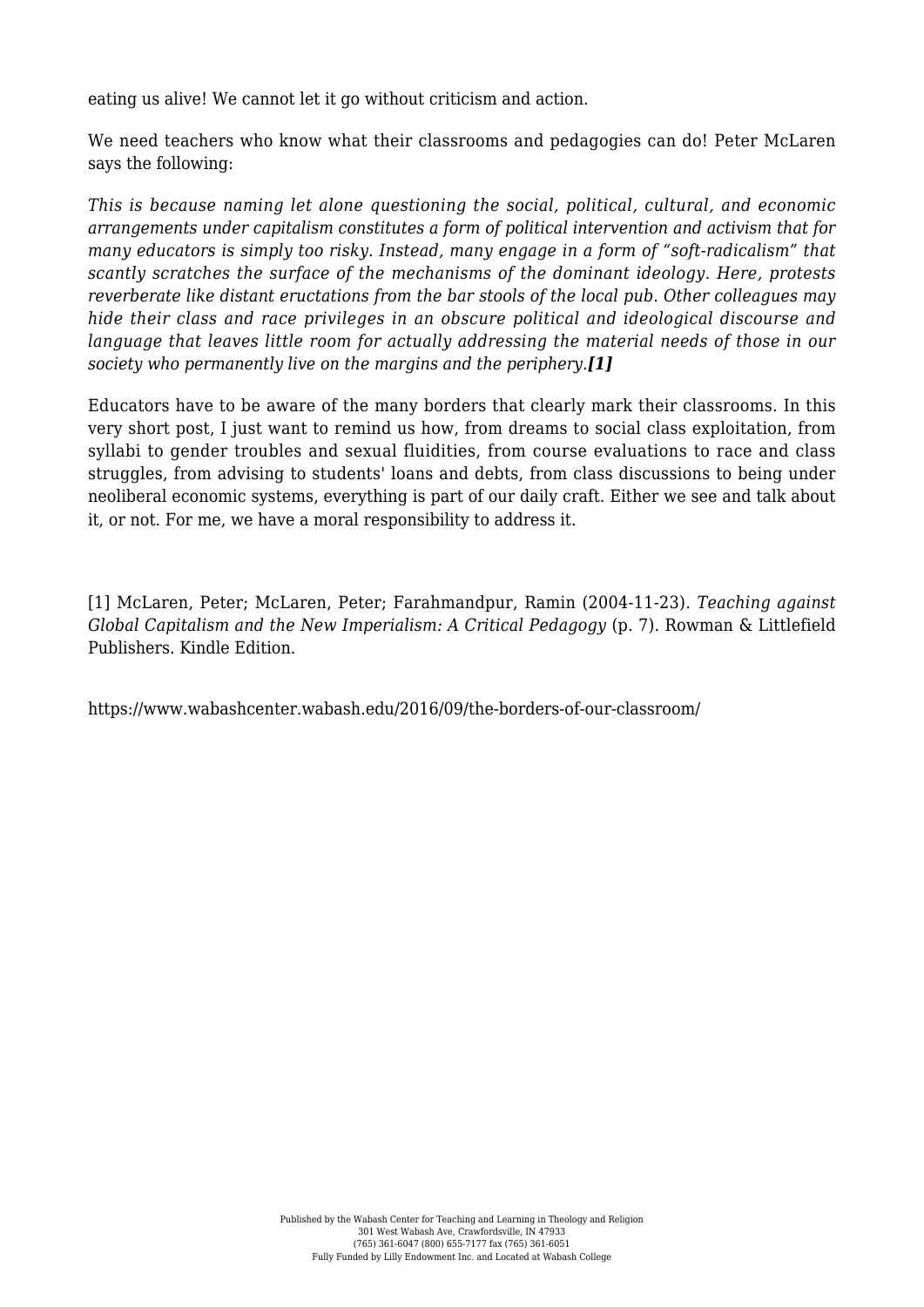eating us alive! We cannot let it go without criticism and action.

We need teachers who know what their classrooms and pedagogies can do! Peter McLaren says the following:

*This is because naming let alone questioning the social, political, cultural, and economic arrangements under capitalism constitutes a form of political intervention and activism that for many educators is simply too risky. Instead, many engage in a form of "soft-radicalism" that scantly scratches the surface of the mechanisms of the dominant ideology. Here, protests reverberate like distant eructations from the bar stools of the local pub. Other colleagues may hide their class and race privileges in an obscure political and ideological discourse and language that leaves little room for actually addressing the material needs of those in our society who permanently live on the margins and the periphery.**[1]***

Educators have to be aware of the many borders that clearly mark their classrooms. In this very short post, I just want to remind us how, from dreams to social class exploitation, from syllabi to gender troubles and sexual fluidities, from course evaluations to race and class struggles, from advising to students' loans and debts, from class discussions to being under neoliberal economic systems, everything is part of our daily craft. Either we see and talk about it, or not. For me, we have a moral responsibility to address it.

[1] McLaren, Peter; McLaren, Peter; Farahmandpur, Ramin (2004-11-23). *Teaching against Global Capitalism and the New Imperialism: A Critical Pedagogy* (p. 7). Rowman & Littlefield Publishers. Kindle Edition.

https://www.wabashcenter.wabash.edu/2016/09/the-borders-of-our-classroom/